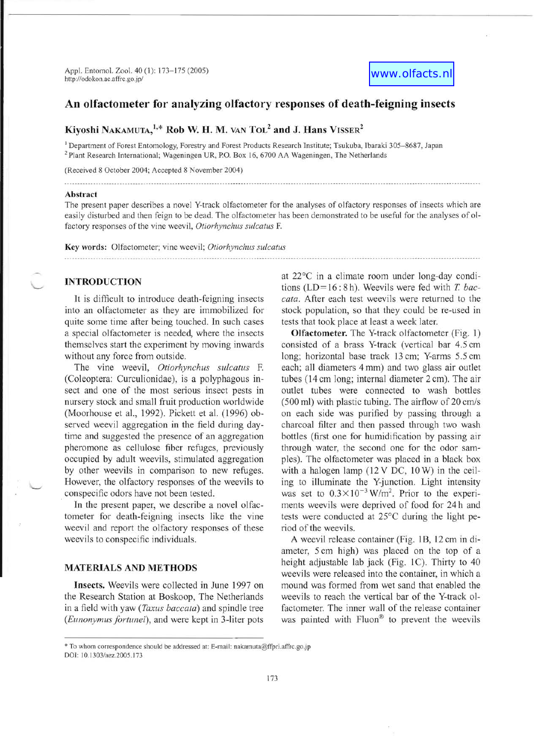# An olfactometer for analyzing olfactory responses of death-feigning insects

**Kiyoshi NAKAMUTA,[1,*] Rob W. H. M. VAN TOL[2] and J. Hans VISSER[2]**

[1] Department of Forest Entomology, Forestry and Forest Products Research Institute; Tsukuba, Ibaraki 305–8687, Japan
[2] Plant Research International; Wageningen UR, P.O. Box 16, 6700 AA Wageningen, The Netherlands

(Received 8 October 2004; Accepted 8 November 2004)

**Abstract**

The present paper describes a novel Y-track olfactometer for the analyses of olfactory responses of insects which are easily disturbed and then feign to be dead. The olfactometer has been demonstrated to be useful for the analyses of olfactory responses of the vine weevil, *Otiorhynchus sulcatus* F.

**Key words:** Olfactometer; vine weevil; *Otiorhynchus sulcatus*

## INTRODUCTION

It is difficult to introduce death-feigning insects into an olfactometer as they are immobilized for quite some time after being touched. In such cases a special olfactometer is needed, where the insects themselves start the experiment by moving inwards without any force from outside.

The vine weevil, *Otiorhynchus sulcatus* F. (Coleoptera: Curculionidae), is a polyphagous insect and one of the most serious insect pests in nursery stock and small fruit production worldwide (Moorhouse et al., 1992). Pickett et al. (1996) observed weevil aggregation in the field during daytime and suggested the presence of an aggregation pheromone as cellulose fiber refuges, previously occupied by adult weevils, stimulated aggregation by other weevils in comparison to new refuges. However, the olfactory responses of the weevils to conspecific odors have not been tested.

In the present paper, we describe a novel olfactometer for death-feigning insects like the vine weevil and report the olfactory responses of these weevils to conspecific individuals.

## MATERIALS AND METHODS

**Insects.** Weevils were collected in June 1997 on the Research Station at Boskoop, The Netherlands in a field with yaw (*Taxus baccata*) and spindle tree (*Eunonymus fortunei*), and were kept in 3-liter pots at 22°C in a climate room under long-day conditions (LD=16 : 8 h). Weevils were fed with *T. baccata*. After each test weevils were returned to the stock population, so that they could be re-used in tests that took place at least a week later.

**Olfactometer.** The Y-track olfactometer (Fig. 1) consisted of a brass Y-track (vertical bar 4.5 cm long; horizontal base track 13 cm; Y-arms 5.5 cm each; all diameters 4 mm) and two glass air outlet tubes (14 cm long; internal diameter 2 cm). The air outlet tubes were connected to wash bottles (500 ml) with plastic tubing. The airflow of 20 cm/s on each side was purified by passing through a charcoal filter and then passed through two wash bottles (first one for humidification by passing air through water, the second one for the odor samples). The olfactometer was placed in a black box with a halogen lamp (12 V DC, 10 W) in the ceiling to illuminate the Y-junction. Light intensity was set to $0.3\times10^{-3}$ W/m$^2$. Prior to the experiments weevils were deprived of food for 24 h and tests were conducted at 25°C during the light period of the weevils.

A weevil release container (Fig. 1B, 12 cm in diameter, 5 cm high) was placed on the top of a height adjustable lab jack (Fig. 1C). Thirty to 40 weevils were released into the container, in which a mound was formed from wet sand that enabled the weevils to reach the vertical bar of the Y-track olfactometer. The inner wall of the release container was painted with Fluon® to prevent the weevils

* To whom correspondence should be addressed at: E-mail: nakamuta@ffpri.affrc.go.jp
DOI: 10.1303/aez.2005.173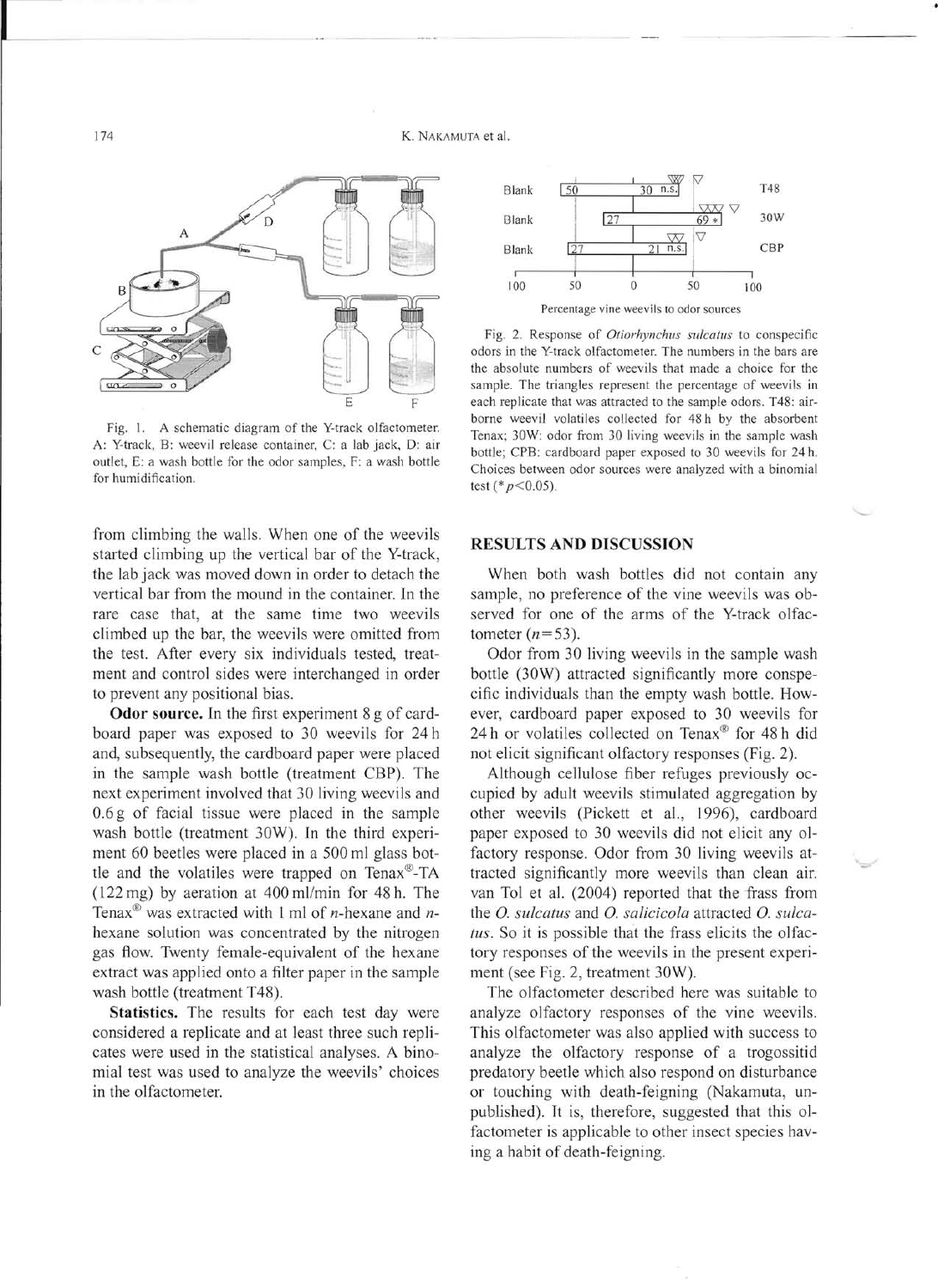Fig. 1. A schematic diagram of the Y-track olfactometer. A: Y-track, B: weevil release container, C: a lab jack, D: air outlet, E: a wash bottle for the odor samples, F: a wash bottle for humidification.

from climbing the walls. When one of the weevils started climbing up the vertical bar of the Y-track, the lab jack was moved down in order to detach the vertical bar from the mound in the container. In the rare case that, at the same time two weevils climbed up the bar, the weevils were omitted from the test. After every six individuals tested, treatment and control sides were interchanged in order to prevent any positional bias.

**Odor source.** In the first experiment 8 g of cardboard paper was exposed to 30 weevils for 24 h and, subsequently, the cardboard paper were placed in the sample wash bottle (treatment CBP). The next experiment involved that 30 living weevils and 0.6 g of facial tissue were placed in the sample wash bottle (treatment 30W). In the third experiment 60 beetles were placed in a 500 ml glass bottle and the volatiles were trapped on Tenax®-TA (122 mg) by aeration at 400 ml/min for 48 h. The Tenax® was extracted with 1 ml of *n*-hexane and *n*-hexane solution was concentrated by the nitrogen gas flow. Twenty female-equivalent of the hexane extract was applied onto a filter paper in the sample wash bottle (treatment T48).

**Statistics.** The results for each test day were considered a replicate and at least three such replicates were used in the statistical analyses. A binomial test was used to analyze the weevils' choices in the olfactometer.

Fig. 2. Response of *Otiorhynchus sulcatus* to conspecific odors in the Y-track olfactometer. The numbers in the bars are the absolute numbers of weevils that made a choice for the sample. The triangles represent the percentage of weevils in each replicate that was attracted to the sample odors. T48: airborne weevil volatiles collected for 48 h by the absorbent Tenax; 30W: odor from 30 living weevils in the sample wash bottle; CPB: cardboard paper exposed to 30 weevils for 24 h. Choices between odor sources were analyzed with a binomial test (\*$p<0.05$).

## RESULTS AND DISCUSSION

When both wash bottles did not contain any sample, no preference of the vine weevils was observed for one of the arms of the Y-track olfactometer ($n=53$).

Odor from 30 living weevils in the sample wash bottle (30W) attracted significantly more conspecific individuals than the empty wash bottle. However, cardboard paper exposed to 30 weevils for 24 h or volatiles collected on Tenax® for 48 h did not elicit significant olfactory responses (Fig. 2).

Although cellulose fiber refuges previously occupied by adult weevils stimulated aggregation by other weevils (Pickett et al., 1996), cardboard paper exposed to 30 weevils did not elicit any olfactory response. Odor from 30 living weevils attracted significantly more weevils than clean air. van Tol et al. (2004) reported that the frass from the *O. sulcatus* and *O. salicicola* attracted *O. sulcatus*. So it is possible that the frass elicits the olfactory responses of the weevils in the present experiment (see Fig. 2, treatment 30W).

The olfactometer described here was suitable to analyze olfactory responses of the vine weevils. This olfactometer was also applied with success to analyze the olfactory response of a trogossitid predatory beetle which also respond on disturbance or touching with death-feigning (Nakamuta, unpublished). It is, therefore, suggested that this olfactometer is applicable to other insect species having a habit of death-feigning.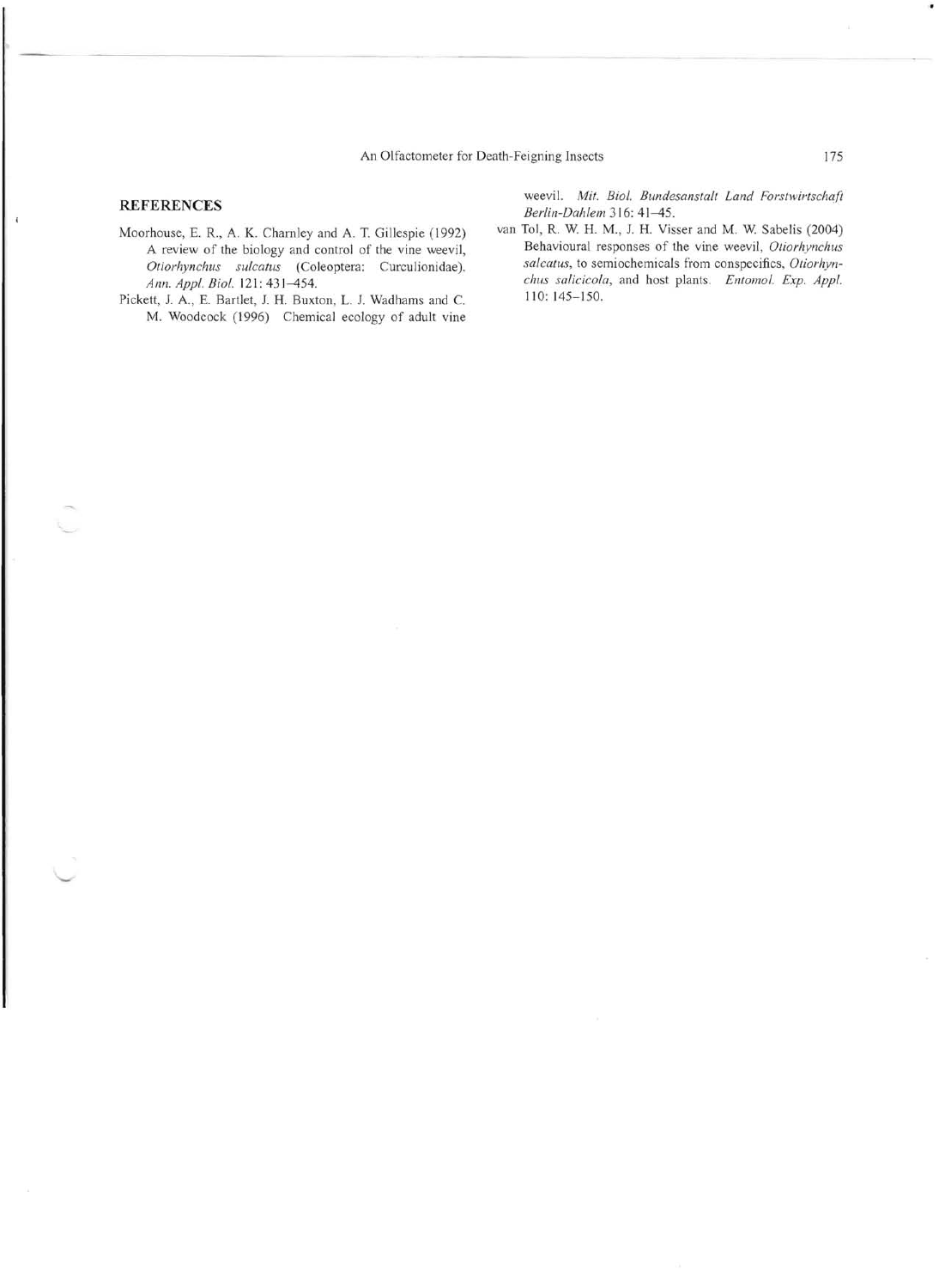## REFERENCES

Moorhouse, E. R., A. K. Charnley and A. T. Gillespie (1992) A review of the biology and control of the vine weevil, *Otiorhynchus sulcatus* (Coleoptera: Curculionidae). *Ann. Appl. Biol.* 121: 431–454.

Pickett, J. A., E. Bartlet, J. H. Buxton, L. J. Wadhams and C. M. Woodcock (1996) Chemical ecology of adult vine weevil. *Mit. Biol. Bundesanstalt Land Forstwirtschaft Berlin-Dahlem* 316: 41–45.

van Tol, R. W. H. M., J. H. Visser and M. W. Sabelis (2004) Behavioural responses of the vine weevil, *Otiorhynchus salcatus*, to semiochemicals from conspecifics, *Otiorhynchus salicicola*, and host plants. *Entomol. Exp. Appl.* 110: 145–150.